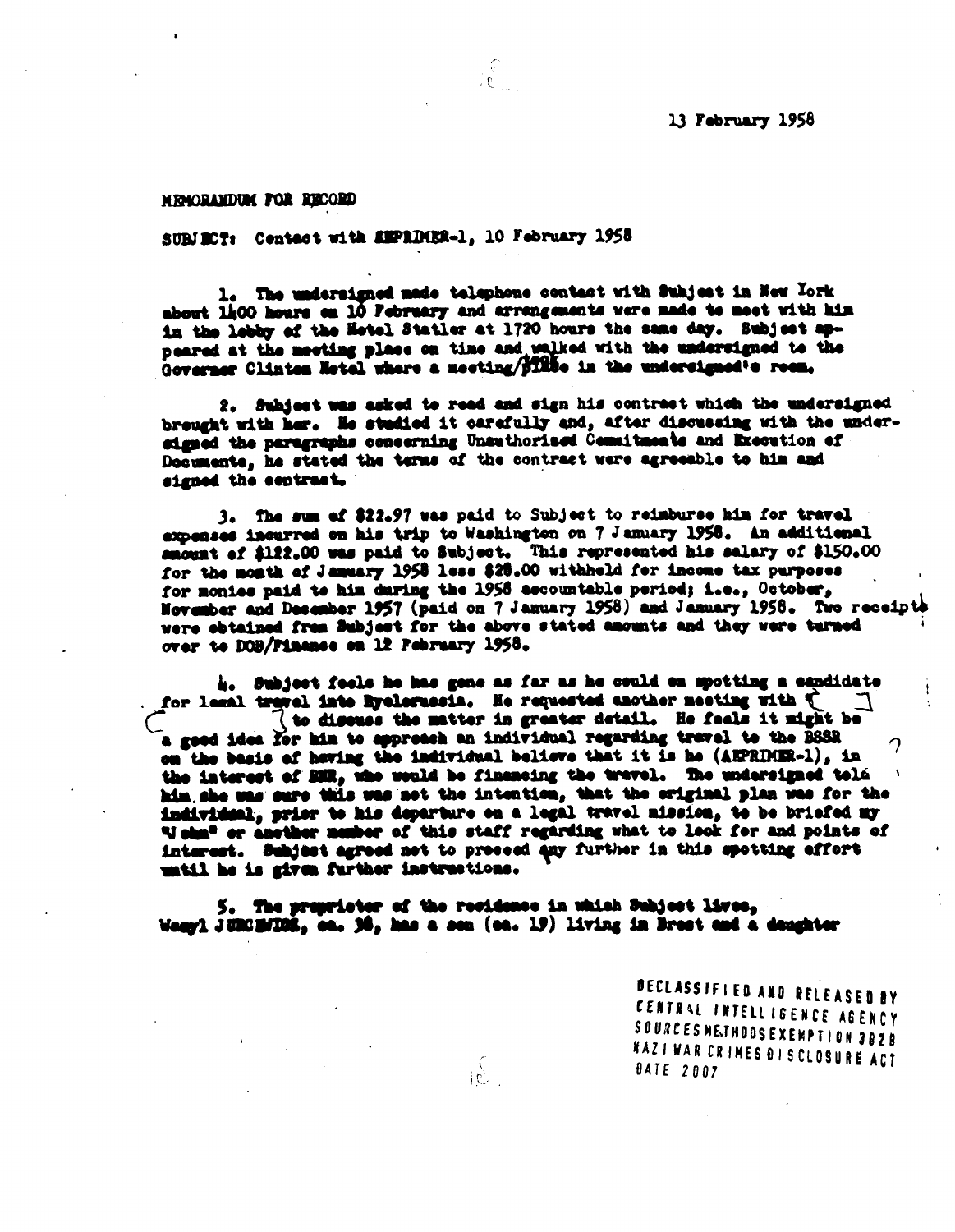13 February 1958

MEMORANDUM FOR RECORD

SUBJECT: Contact with AEPRIMER-1, 10 February 1958

1. The undersigned made telephone contact with Subject in New York about 1400 hours on 10 February and arrangements were made to meet with him in the lobby of the Hotel Statler at 1720 hours the same day. Subject appeared at the meeting place on time and walked with the undersigned to the Governor Clinton Hotel where a meeting/took place in the undersigned's room.

2. Subject was asked to read and sign his contract which the undersigned brought with her. He studied it carefully and, after discussing with the undersigned the paragraphs concerning Unauthorized Commitments and Execution of Documents, he stated the terms of the contract were agreeable to him and signed the contract.

3. The sum of $22.97 was paid to Subject to reimburse him for travel expenses incurred on his trip to Washington on 7 January 1958. An additional amount of $122.00 was paid to Subject. This represented his salary of $150.00 for the month of January 1958 less $28.00 withheld for income tax purposes for monies paid to him during the 1958 accountable period; i.e., October, November and December 1957 (paid on 7 January 1958) and January 1958. Two receipts were obtained from Subject for the above stated amounts and they were turned over to DOB/Finance on 12 February 1958.

4. Subject feels he has gone as far as he could on spotting a candidate for legal travel into Byelorussia. He requested another meeting with [ ] to discuss the matter in greater detail. He feels it might be a good idea for him to approach an individual regarding travel to the BSSR on the basis of having the individual believe that it is he (AEPRIMER-1), in the interest of BNR, who would be financing the travel. The undersigned told him she was sure this was not the intention, that the original plan was for the individual, prior to his departure on a legal travel mission, to be briefed my "John" or another member of this staff regarding what to look for and points of interest. Subject agreed not to proceed any further in this spotting effort until he is given further instructions.

5. The proprietor of the residence in which Subject lives, Wasyl JURCEWICZ, ca. 38, has a son (ca. 19) living in Brest and a daughter

DECLASSIFIED AND RELEASED BY CENTRAL INTELLIGENCE AGENCY SOURCES METHODS EXEMPTION 3028 NAZI WAR CRIMES DISCLOSURE ACT DATE 2007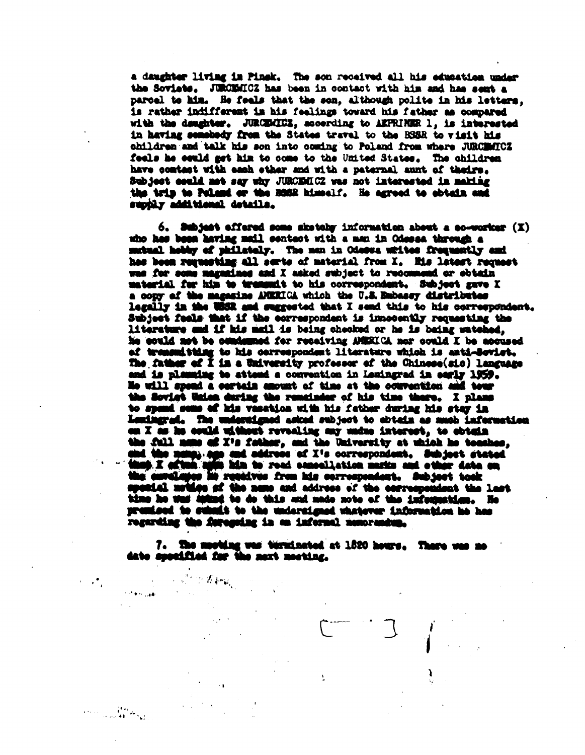a daughter living in Pinsk. The son received all his education under the Soviets. JURCEWICZ has been in contact with him and has sent a parcel to him. He feels that the son, although polite in his letters, is rather indifferent in his feelings toward his father as compared with the daughter. JURCEWICZ, according to AEPRIMER 1, is interested in having somebody from the States travel to the BSSR to visit his children and talk his son into coming to Poland from where JURCEWICZ feels he could get him to come to the United States. The children have contact with each other and with a paternal aunt of theirs. Subject could not say why JURCEWICZ was not interested in making the trip to Poland or the BSSR himself. He agreed to obtain and supply additional details.

6. Subject offered some sketchy information about a co-worker (X) who has been having mail contact with a man in Odessa through a mutual hobby of philately. The man in Odessa writes frequently and has been requesting all sorts of material from X. His latest request was for some magazines and X asked subject to recommend or obtain material for him to transmit to his correspondent. Subject gave X a copy of the magazine AMERICA which the U.S. Embassy distributes legally in the USSR and suggested that X send this to his correspondent. Subject feels that if the correspondent is innocently requesting the literature and if his mail is being checked or he is being watched, he could not be condemned for receiving AMERICA nor could X be accused of transmitting to his correspondent literature which is anti-Soviet. The father of X is a University professor of the Chinese(sic) language and is planning to attend a convention in Leningrad in early 1959. He will spend a certain amount of time at the convention and tour the Soviet Union during the remainder of his time there. X plans to spend some of his vacation with his father during his stay in Leningrad. The undersigned asked subject to obtain as much information on X as he could without revealing any undue interest, to obtain the full name of X's father, and the University at which he teaches, and the name, age and address of X's correspondent. Subject stated that X often asks him to read cancellation marks and other data on the envelopes he receives from his correspondent. Subject took special notice of the name and address of the correspondent the last time he was asked to do this and made note of the information. He promised to submit to the undersigned whatever information he has regarding the foregoing in an informal memorandum.

7. The meeting was terminated at 1820 hours. There was no date specified for the next meeting.